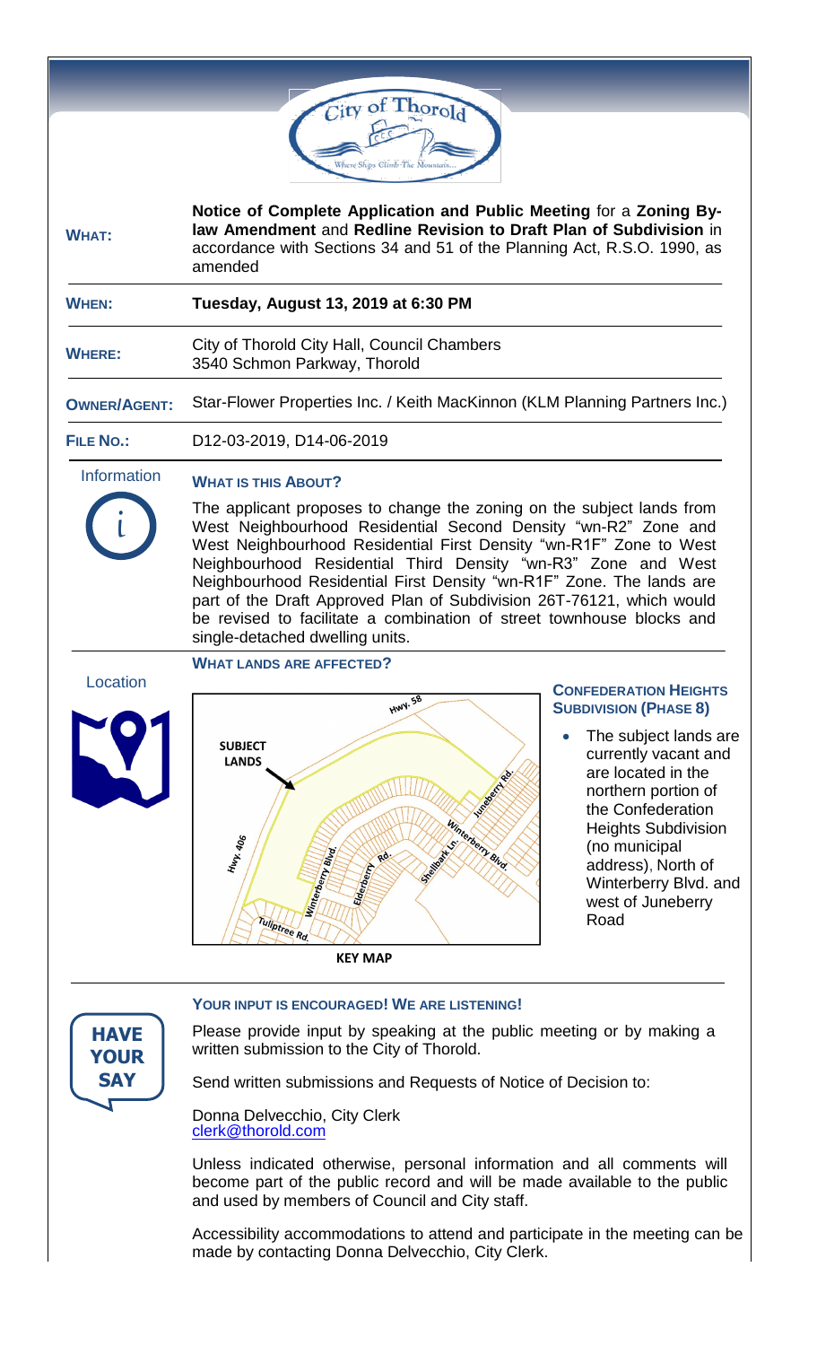City of Thorold

Where Ships Climb The Mountain...

| | |
|---|---|
| **WHAT:** | **Notice of Complete Application and Public Meeting** for a **Zoning By-law Amendment** and **Redline Revision to Draft Plan of Subdivision** in accordance with Sections 34 and 51 of the Planning Act, R.S.O. 1990, as amended |
| **WHEN:** | **Tuesday, August 13, 2019 at 6:30 PM** |
| **WHERE:** | City of Thorold City Hall, Council Chambers<br>3540 Schmon Parkway, Thorold |
| **OWNER/AGENT:** | Star-Flower Properties Inc. / Keith MacKinnon (KLM Planning Partners Inc.) |
| **FILE NO.:** | D12-03-2019, D14-06-2019 |

Information

## WHAT IS THIS ABOUT?

The applicant proposes to change the zoning on the subject lands from West Neighbourhood Residential Second Density "wn-R2" Zone and West Neighbourhood Residential First Density "wn-R1F" Zone to West Neighbourhood Residential Third Density "wn-R3" Zone and West Neighbourhood Residential First Density "wn-R1F" Zone. The lands are part of the Draft Approved Plan of Subdivision 26T-76121, which would be revised to facilitate a combination of street townhouse blocks and single-detached dwelling units.

Location

## WHAT LANDS ARE AFFECTED?

SUBJECT LANDS

Hwy. 58 · Hwy. 406 · Juneberry Rd. · Winterberry Blvd. · Shellbark Ln. · Elderberry Rd. · Tuliptree Rd.

KEY MAP

### CONFEDERATION HEIGHTS SUBDIVISION (PHASE 8)

- The subject lands are currently vacant and are located in the northern portion of the Confederation Heights Subdivision (no municipal address), North of Winterberry Blvd. and west of Juneberry Road

**HAVE YOUR SAY**

## YOUR INPUT IS ENCOURAGED! WE ARE LISTENING!

Please provide input by speaking at the public meeting or by making a written submission to the City of Thorold.

Send written submissions and Requests of Notice of Decision to:

Donna Delvecchio, City Clerk
clerk@thorold.com

Unless indicated otherwise, personal information and all comments will become part of the public record and will be made available to the public and used by members of Council and City staff.

Accessibility accommodations to attend and participate in the meeting can be made by contacting Donna Delvecchio, City Clerk.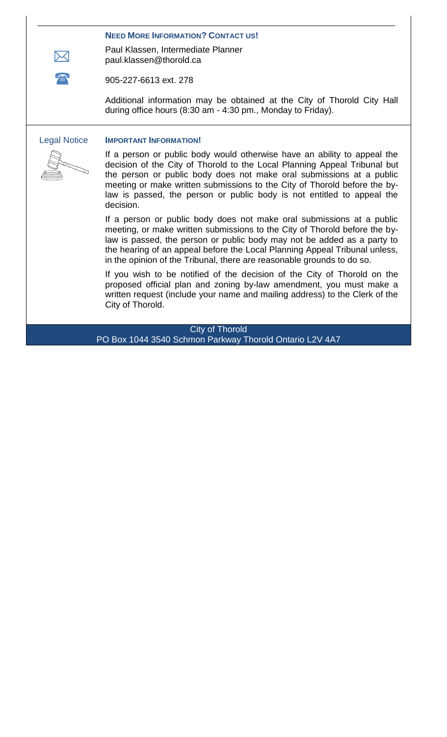## Need More Information? Contact us!

Paul Klassen, Intermediate Planner
paul.klassen@thorold.ca

905-227-6613 ext. 278

Additional information may be obtained at the City of Thorold City Hall during office hours (8:30 am - 4:30 pm., Monday to Friday).

Legal Notice

## Important Information!

If a person or public body would otherwise have an ability to appeal the decision of the City of Thorold to the Local Planning Appeal Tribunal but the person or public body does not make oral submissions at a public meeting or make written submissions to the City of Thorold before the by-law is passed, the person or public body is not entitled to appeal the decision.

If a person or public body does not make oral submissions at a public meeting, or make written submissions to the City of Thorold before the by-law is passed, the person or public body may not be added as a party to the hearing of an appeal before the Local Planning Appeal Tribunal unless, in the opinion of the Tribunal, there are reasonable grounds to do so.

If you wish to be notified of the decision of the City of Thorold on the proposed official plan and zoning by-law amendment, you must make a written request (include your name and mailing address) to the Clerk of the City of Thorold.

City of Thorold
PO Box 1044 3540 Schmon Parkway Thorold Ontario L2V 4A7